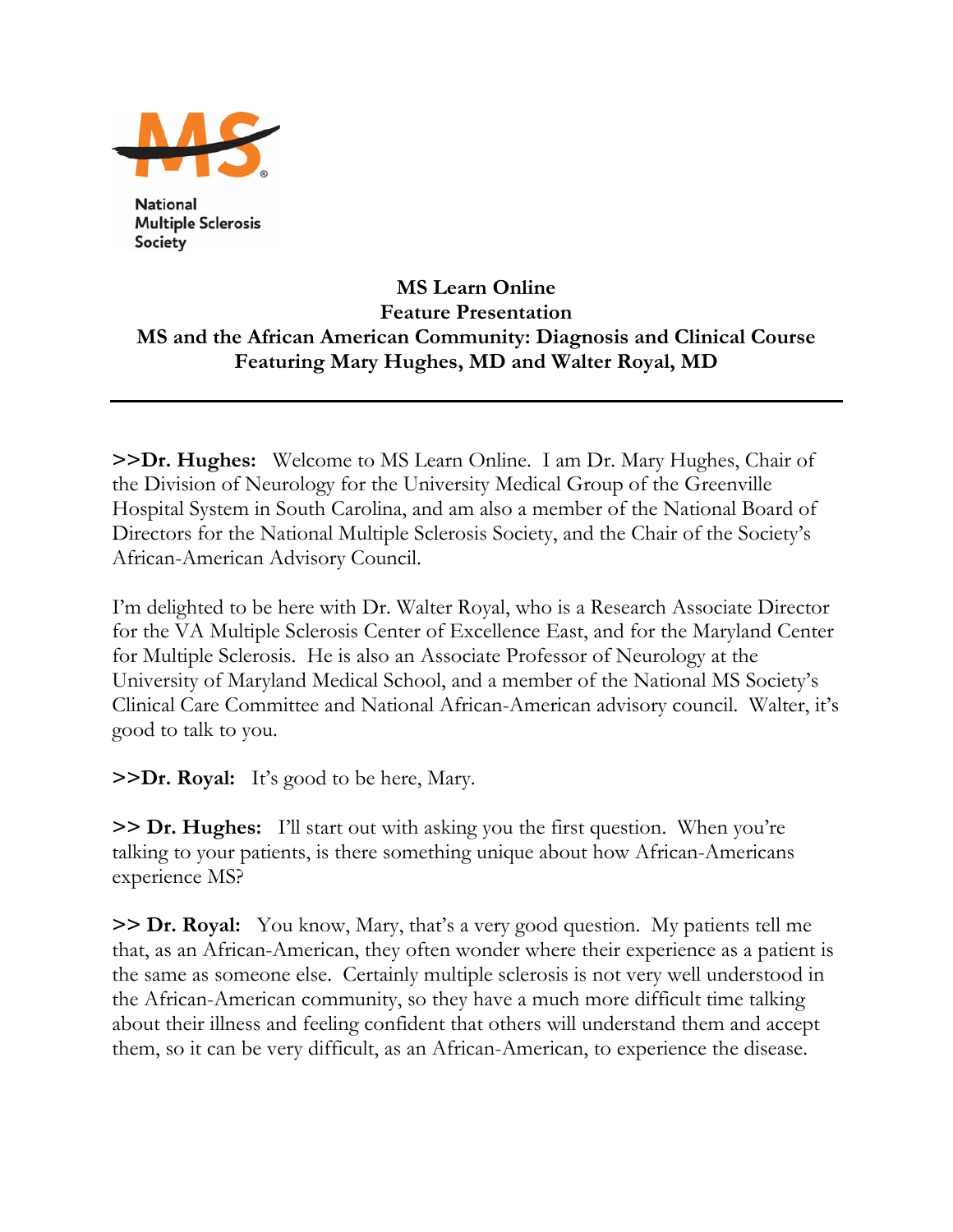National Multiple Sclerosis Society

# MS Learn Online
## Feature Presentation
## MS and the African American Community: Diagnosis and Clinical Course
## Featuring Mary Hughes, MD and Walter Royal, MD

---

**>>Dr. Hughes:** Welcome to MS Learn Online. I am Dr. Mary Hughes, Chair of the Division of Neurology for the University Medical Group of the Greenville Hospital System in South Carolina, and am also a member of the National Board of Directors for the National Multiple Sclerosis Society, and the Chair of the Society's African-American Advisory Council.

I'm delighted to be here with Dr. Walter Royal, who is a Research Associate Director for the VA Multiple Sclerosis Center of Excellence East, and for the Maryland Center for Multiple Sclerosis. He is also an Associate Professor of Neurology at the University of Maryland Medical School, and a member of the National MS Society's Clinical Care Committee and National African-American advisory council. Walter, it's good to talk to you.

**>>Dr. Royal:** It's good to be here, Mary.

**>> Dr. Hughes:** I'll start out with asking you the first question. When you're talking to your patients, is there something unique about how African-Americans experience MS?

**>> Dr. Royal:** You know, Mary, that's a very good question. My patients tell me that, as an African-American, they often wonder where their experience as a patient is the same as someone else. Certainly multiple sclerosis is not very well understood in the African-American community, so they have a much more difficult time talking about their illness and feeling confident that others will understand them and accept them, so it can be very difficult, as an African-American, to experience the disease.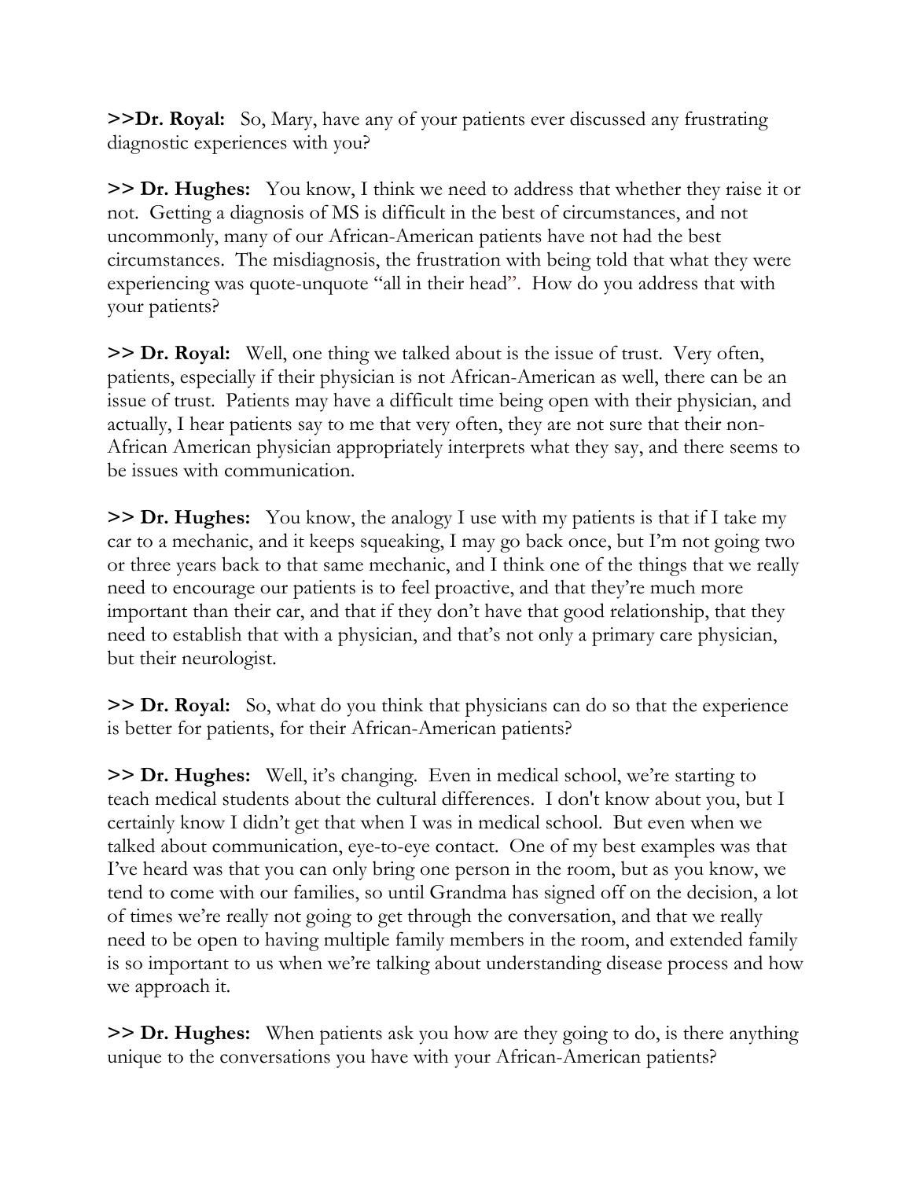**>>Dr. Royal:** So, Mary, have any of your patients ever discussed any frustrating diagnostic experiences with you?

**>> Dr. Hughes:** You know, I think we need to address that whether they raise it or not. Getting a diagnosis of MS is difficult in the best of circumstances, and not uncommonly, many of our African-American patients have not had the best circumstances. The misdiagnosis, the frustration with being told that what they were experiencing was quote-unquote "all in their head". How do you address that with your patients?

**>> Dr. Royal:** Well, one thing we talked about is the issue of trust. Very often, patients, especially if their physician is not African-American as well, there can be an issue of trust. Patients may have a difficult time being open with their physician, and actually, I hear patients say to me that very often, they are not sure that their non-African American physician appropriately interprets what they say, and there seems to be issues with communication.

**>> Dr. Hughes:** You know, the analogy I use with my patients is that if I take my car to a mechanic, and it keeps squeaking, I may go back once, but I'm not going two or three years back to that same mechanic, and I think one of the things that we really need to encourage our patients is to feel proactive, and that they're much more important than their car, and that if they don't have that good relationship, that they need to establish that with a physician, and that's not only a primary care physician, but their neurologist.

**>> Dr. Royal:** So, what do you think that physicians can do so that the experience is better for patients, for their African-American patients?

**>> Dr. Hughes:** Well, it's changing. Even in medical school, we're starting to teach medical students about the cultural differences. I don't know about you, but I certainly know I didn't get that when I was in medical school. But even when we talked about communication, eye-to-eye contact. One of my best examples was that I've heard was that you can only bring one person in the room, but as you know, we tend to come with our families, so until Grandma has signed off on the decision, a lot of times we're really not going to get through the conversation, and that we really need to be open to having multiple family members in the room, and extended family is so important to us when we're talking about understanding disease process and how we approach it.

**>> Dr. Hughes:** When patients ask you how are they going to do, is there anything unique to the conversations you have with your African-American patients?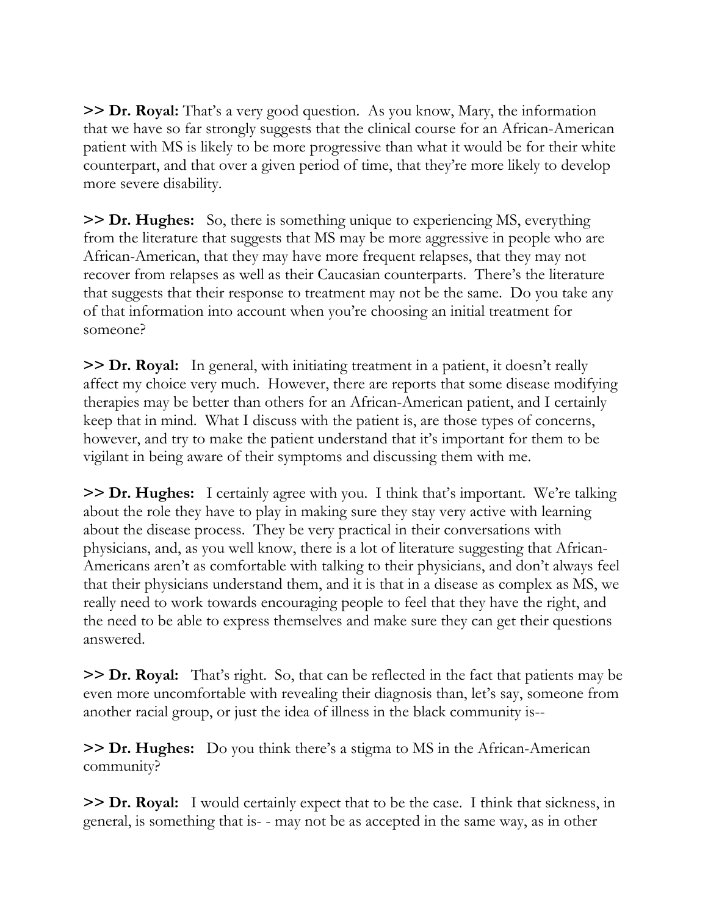**>> Dr. Royal:** That's a very good question. As you know, Mary, the information that we have so far strongly suggests that the clinical course for an African-American patient with MS is likely to be more progressive than what it would be for their white counterpart, and that over a given period of time, that they're more likely to develop more severe disability.

**>> Dr. Hughes:** So, there is something unique to experiencing MS, everything from the literature that suggests that MS may be more aggressive in people who are African-American, that they may have more frequent relapses, that they may not recover from relapses as well as their Caucasian counterparts. There's the literature that suggests that their response to treatment may not be the same. Do you take any of that information into account when you're choosing an initial treatment for someone?

**>> Dr. Royal:** In general, with initiating treatment in a patient, it doesn't really affect my choice very much. However, there are reports that some disease modifying therapies may be better than others for an African-American patient, and I certainly keep that in mind. What I discuss with the patient is, are those types of concerns, however, and try to make the patient understand that it's important for them to be vigilant in being aware of their symptoms and discussing them with me.

**>> Dr. Hughes:** I certainly agree with you. I think that's important. We're talking about the role they have to play in making sure they stay very active with learning about the disease process. They be very practical in their conversations with physicians, and, as you well know, there is a lot of literature suggesting that African-Americans aren't as comfortable with talking to their physicians, and don't always feel that their physicians understand them, and it is that in a disease as complex as MS, we really need to work towards encouraging people to feel that they have the right, and the need to be able to express themselves and make sure they can get their questions answered.

**>> Dr. Royal:** That's right. So, that can be reflected in the fact that patients may be even more uncomfortable with revealing their diagnosis than, let's say, someone from another racial group, or just the idea of illness in the black community is--

**>> Dr. Hughes:** Do you think there's a stigma to MS in the African-American community?

**>> Dr. Royal:** I would certainly expect that to be the case. I think that sickness, in general, is something that is- - may not be as accepted in the same way, as in other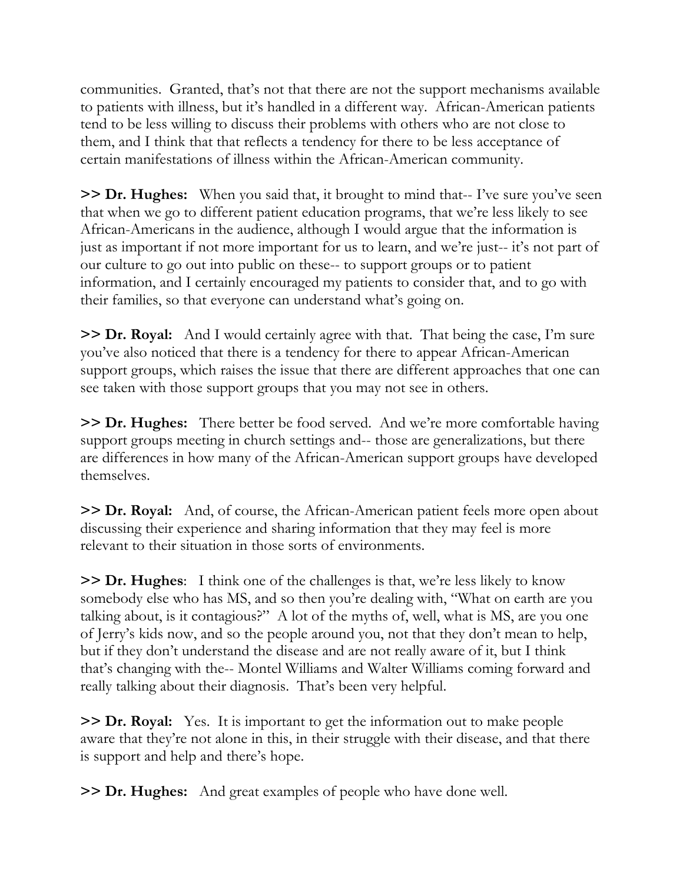communities. Granted, that's not that there are not the support mechanisms available to patients with illness, but it's handled in a different way. African-American patients tend to be less willing to discuss their problems with others who are not close to them, and I think that that reflects a tendency for there to be less acceptance of certain manifestations of illness within the African-American community.

**>> Dr. Hughes:** When you said that, it brought to mind that-- I've sure you've seen that when we go to different patient education programs, that we're less likely to see African-Americans in the audience, although I would argue that the information is just as important if not more important for us to learn, and we're just-- it's not part of our culture to go out into public on these-- to support groups or to patient information, and I certainly encouraged my patients to consider that, and to go with their families, so that everyone can understand what's going on.

**>> Dr. Royal:** And I would certainly agree with that. That being the case, I'm sure you've also noticed that there is a tendency for there to appear African-American support groups, which raises the issue that there are different approaches that one can see taken with those support groups that you may not see in others.

**>> Dr. Hughes:** There better be food served. And we're more comfortable having support groups meeting in church settings and-- those are generalizations, but there are differences in how many of the African-American support groups have developed themselves.

**>> Dr. Royal:** And, of course, the African-American patient feels more open about discussing their experience and sharing information that they may feel is more relevant to their situation in those sorts of environments.

**>> Dr. Hughes**: I think one of the challenges is that, we're less likely to know somebody else who has MS, and so then you're dealing with, "What on earth are you talking about, is it contagious?" A lot of the myths of, well, what is MS, are you one of Jerry's kids now, and so the people around you, not that they don't mean to help, but if they don't understand the disease and are not really aware of it, but I think that's changing with the-- Montel Williams and Walter Williams coming forward and really talking about their diagnosis. That's been very helpful.

**>> Dr. Royal:** Yes. It is important to get the information out to make people aware that they're not alone in this, in their struggle with their disease, and that there is support and help and there's hope.

**>> Dr. Hughes:** And great examples of people who have done well.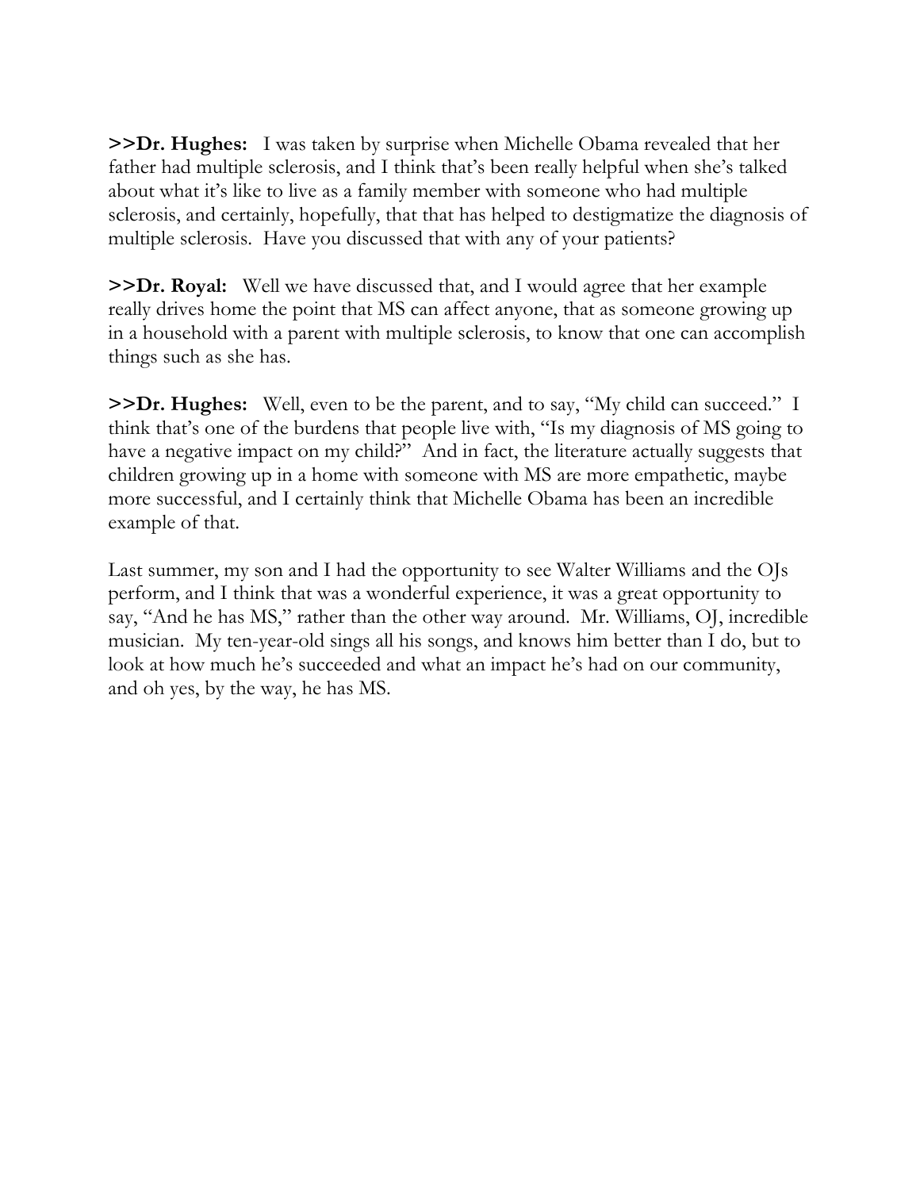**>>Dr. Hughes:** I was taken by surprise when Michelle Obama revealed that her father had multiple sclerosis, and I think that's been really helpful when she's talked about what it's like to live as a family member with someone who had multiple sclerosis, and certainly, hopefully, that that has helped to destigmatize the diagnosis of multiple sclerosis. Have you discussed that with any of your patients?

**>>Dr. Royal:** Well we have discussed that, and I would agree that her example really drives home the point that MS can affect anyone, that as someone growing up in a household with a parent with multiple sclerosis, to know that one can accomplish things such as she has.

**>>Dr. Hughes:** Well, even to be the parent, and to say, "My child can succeed." I think that's one of the burdens that people live with, "Is my diagnosis of MS going to have a negative impact on my child?" And in fact, the literature actually suggests that children growing up in a home with someone with MS are more empathetic, maybe more successful, and I certainly think that Michelle Obama has been an incredible example of that.

Last summer, my son and I had the opportunity to see Walter Williams and the OJs perform, and I think that was a wonderful experience, it was a great opportunity to say, "And he has MS," rather than the other way around. Mr. Williams, OJ, incredible musician. My ten-year-old sings all his songs, and knows him better than I do, but to look at how much he's succeeded and what an impact he's had on our community, and oh yes, by the way, he has MS.